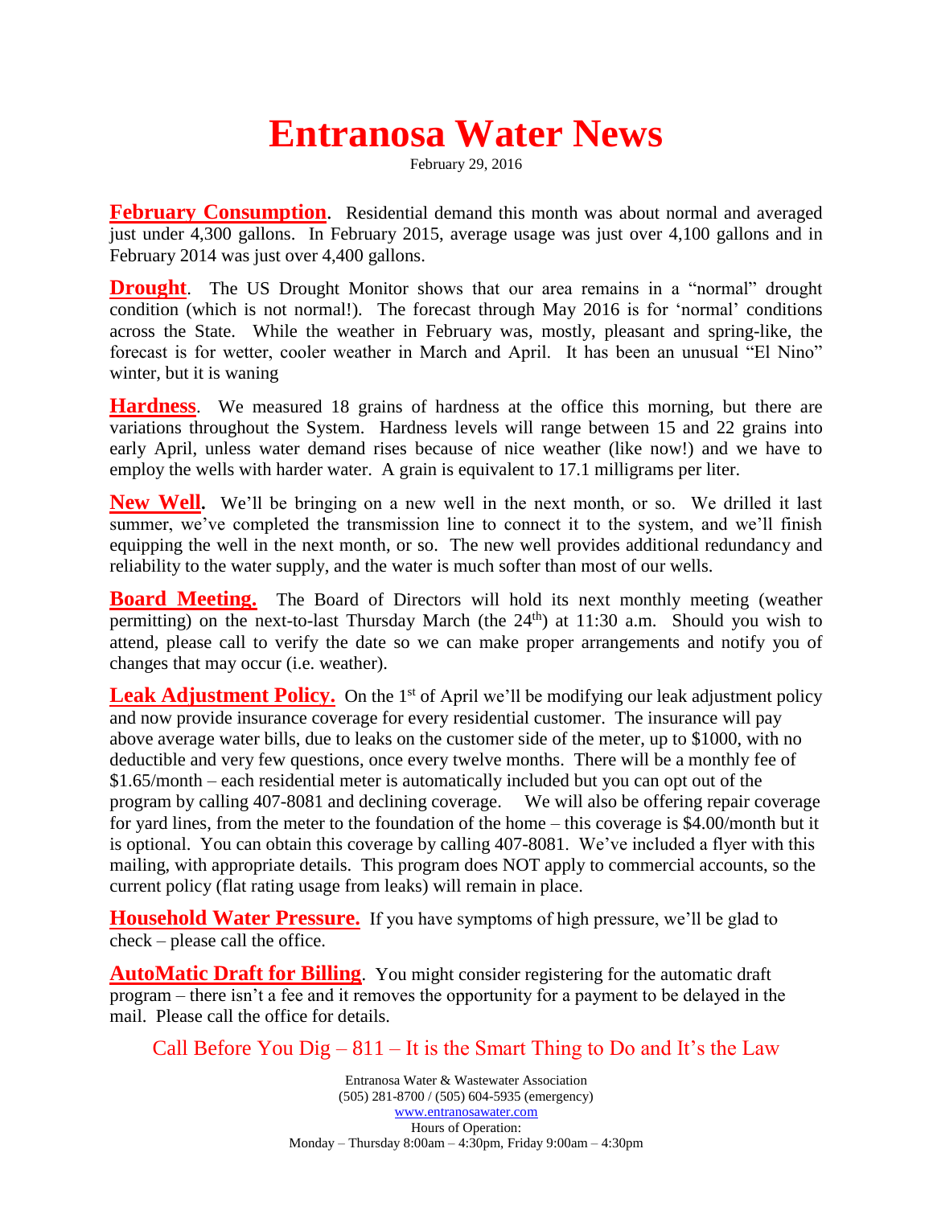# Entranosa Water News

February 29, 2016

**February Consumption.** Residential demand this month was about normal and averaged just under 4,300 gallons. In February 2015, average usage was just over 4,100 gallons and in February 2014 was just over 4,400 gallons.

**Drought**. The US Drought Monitor shows that our area remains in a "normal" drought condition (which is not normal!). The forecast through May 2016 is for 'normal' conditions across the State. While the weather in February was, mostly, pleasant and spring-like, the forecast is for wetter, cooler weather in March and April. It has been an unusual "El Nino" winter, but it is waning

**Hardness**. We measured 18 grains of hardness at the office this morning, but there are variations throughout the System. Hardness levels will range between 15 and 22 grains into early April, unless water demand rises because of nice weather (like now!) and we have to employ the wells with harder water. A grain is equivalent to 17.1 milligrams per liter.

**New Well.** We'll be bringing on a new well in the next month, or so. We drilled it last summer, we've completed the transmission line to connect it to the system, and we'll finish equipping the well in the next month, or so. The new well provides additional redundancy and reliability to the water supply, and the water is much softer than most of our wells.

**Board Meeting.** The Board of Directors will hold its next monthly meeting (weather permitting) on the next-to-last Thursday March (the 24th) at 11:30 a.m. Should you wish to attend, please call to verify the date so we can make proper arrangements and notify you of changes that may occur (i.e. weather).

**Leak Adjustment Policy.** On the 1st of April we'll be modifying our leak adjustment policy and now provide insurance coverage for every residential customer. The insurance will pay above average water bills, due to leaks on the customer side of the meter, up to $1000, with no deductible and very few questions, once every twelve months. There will be a monthly fee of $1.65/month – each residential meter is automatically included but you can opt out of the program by calling 407-8081 and declining coverage. We will also be offering repair coverage for yard lines, from the meter to the foundation of the home – this coverage is $4.00/month but it is optional. You can obtain this coverage by calling 407-8081. We've included a flyer with this mailing, with appropriate details. This program does NOT apply to commercial accounts, so the current policy (flat rating usage from leaks) will remain in place.

**Household Water Pressure.** If you have symptoms of high pressure, we'll be glad to check – please call the office.

**AutoMatic Draft for Billing**. You might consider registering for the automatic draft program – there isn't a fee and it removes the opportunity for a payment to be delayed in the mail. Please call the office for details.

Call Before You Dig – 811 – It is the Smart Thing to Do and It's the Law

Entranosa Water & Wastewater Association
(505) 281-8700 / (505) 604-5935 (emergency)
www.entranosawater.com
Hours of Operation:
Monday – Thursday 8:00am – 4:30pm, Friday 9:00am – 4:30pm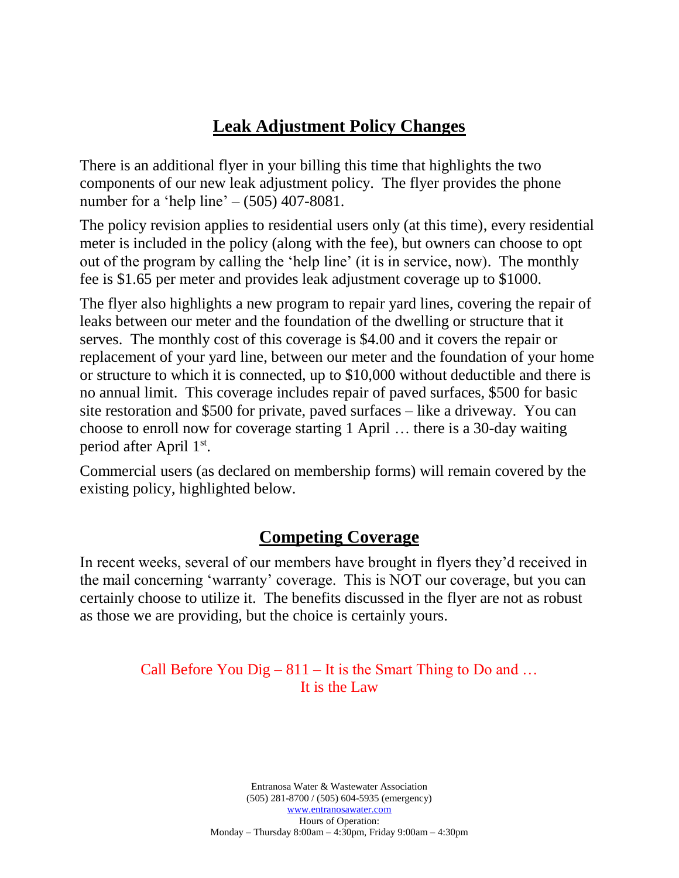## Leak Adjustment Policy Changes

There is an additional flyer in your billing this time that highlights the two components of our new leak adjustment policy. The flyer provides the phone number for a 'help line' – (505) 407-8081.

The policy revision applies to residential users only (at this time), every residential meter is included in the policy (along with the fee), but owners can choose to opt out of the program by calling the 'help line' (it is in service, now). The monthly fee is $1.65 per meter and provides leak adjustment coverage up to $1000.

The flyer also highlights a new program to repair yard lines, covering the repair of leaks between our meter and the foundation of the dwelling or structure that it serves. The monthly cost of this coverage is $4.00 and it covers the repair or replacement of your yard line, between our meter and the foundation of your home or structure to which it is connected, up to $10,000 without deductible and there is no annual limit. This coverage includes repair of paved surfaces, $500 for basic site restoration and $500 for private, paved surfaces – like a driveway. You can choose to enroll now for coverage starting 1 April … there is a 30-day waiting period after April 1st.

Commercial users (as declared on membership forms) will remain covered by the existing policy, highlighted below.

## Competing Coverage

In recent weeks, several of our members have brought in flyers they'd received in the mail concerning 'warranty' coverage. This is NOT our coverage, but you can certainly choose to utilize it. The benefits discussed in the flyer are not as robust as those we are providing, but the choice is certainly yours.

Call Before You Dig – 811 – It is the Smart Thing to Do and …
It is the Law

Entranosa Water & Wastewater Association
(505) 281-8700 / (505) 604-5935 (emergency)
www.entranosawater.com
Hours of Operation:
Monday – Thursday 8:00am – 4:30pm, Friday 9:00am – 4:30pm